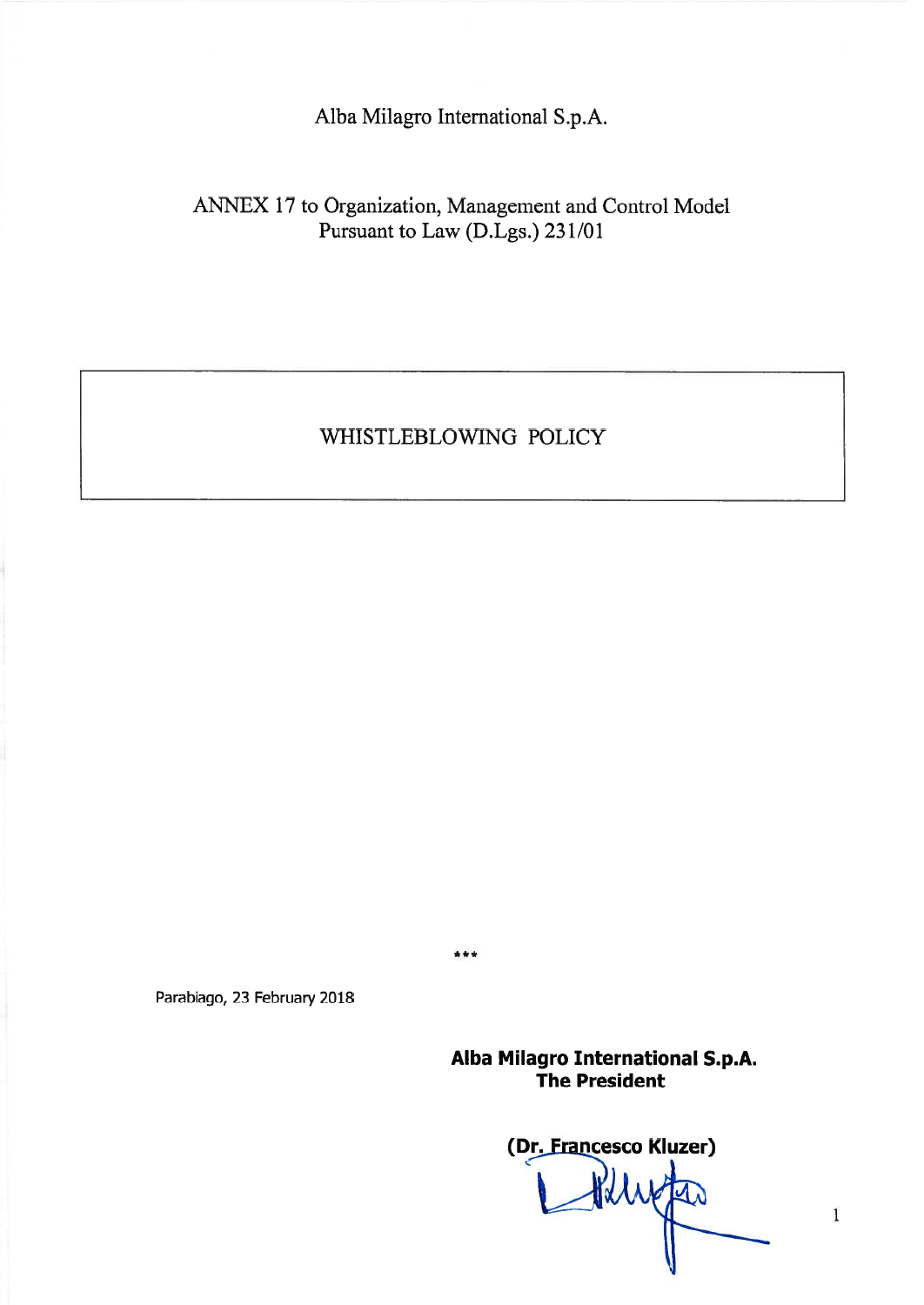Alba Milagro International S.p.A.

ANNEX 17 to Organization, Management and Control Model
Pursuant to Law (D.Lgs.) 231/01

# WHISTLEBLOWING POLICY

***

Parabiago, 23 February 2018

**Alba Milagro International S.p.A.**
**The President**

**(Dr. Francesco Kluzer)**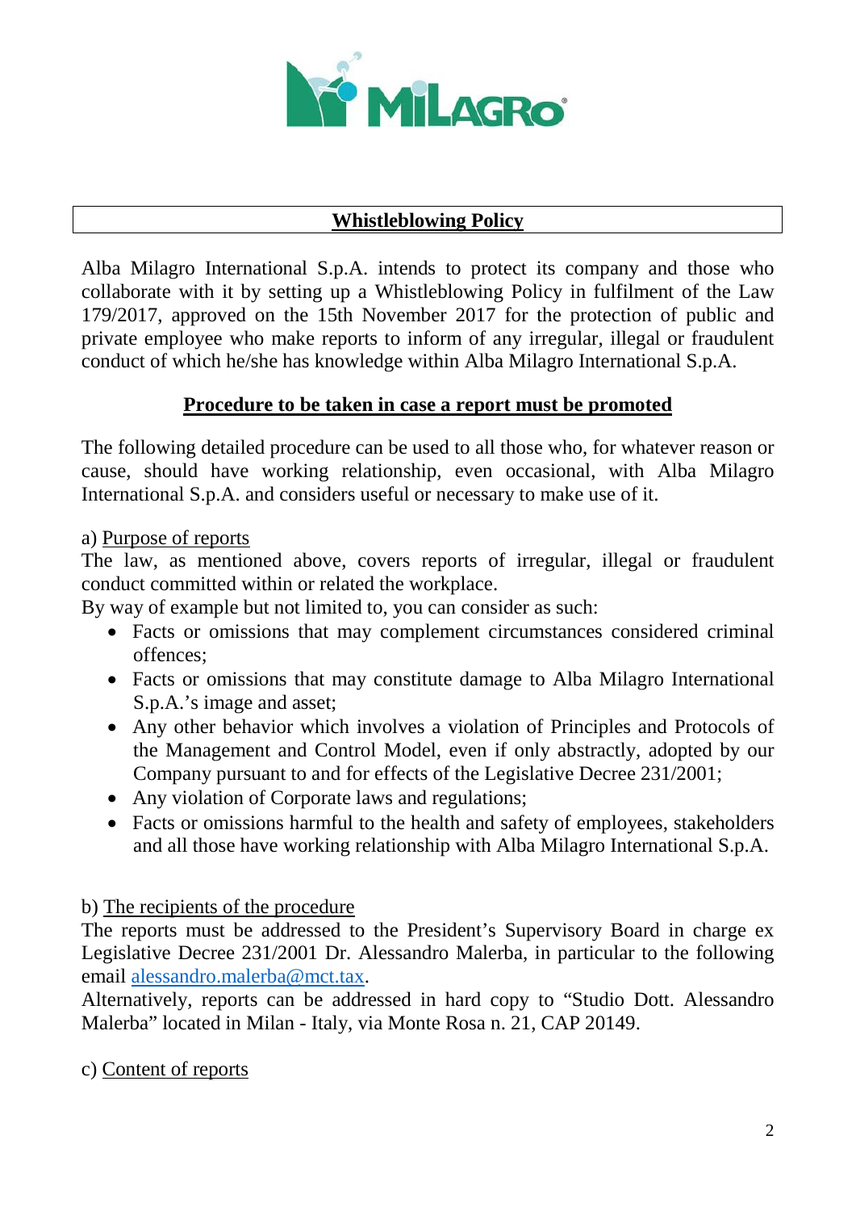## **Whistleblowing Policy**

Alba Milagro International S.p.A. intends to protect its company and those who collaborate with it by setting up a Whistleblowing Policy in fulfilment of the Law 179/2017, approved on the 15th November 2017 for the protection of public and private employee who make reports to inform of any irregular, illegal or fraudulent conduct of which he/she has knowledge within Alba Milagro International S.p.A.

### **Procedure to be taken in case a report must be promoted**

The following detailed procedure can be used to all those who, for whatever reason or cause, should have working relationship, even occasional, with Alba Milagro International S.p.A. and considers useful or necessary to make use of it.

a) Purpose of reports

The law, as mentioned above, covers reports of irregular, illegal or fraudulent conduct committed within or related the workplace.

By way of example but not limited to, you can consider as such:

- Facts or omissions that may complement circumstances considered criminal offences;
- Facts or omissions that may constitute damage to Alba Milagro International S.p.A.'s image and asset;
- Any other behavior which involves a violation of Principles and Protocols of the Management and Control Model, even if only abstractly, adopted by our Company pursuant to and for effects of the Legislative Decree 231/2001;
- Any violation of Corporate laws and regulations;
- Facts or omissions harmful to the health and safety of employees, stakeholders and all those have working relationship with Alba Milagro International S.p.A.

b) The recipients of the procedure

The reports must be addressed to the President's Supervisory Board in charge ex Legislative Decree 231/2001 Dr. Alessandro Malerba, in particular to the following email alessandro.malerba@mct.tax.

Alternatively, reports can be addressed in hard copy to "Studio Dott. Alessandro Malerba" located in Milan - Italy, via Monte Rosa n. 21, CAP 20149.

c) Content of reports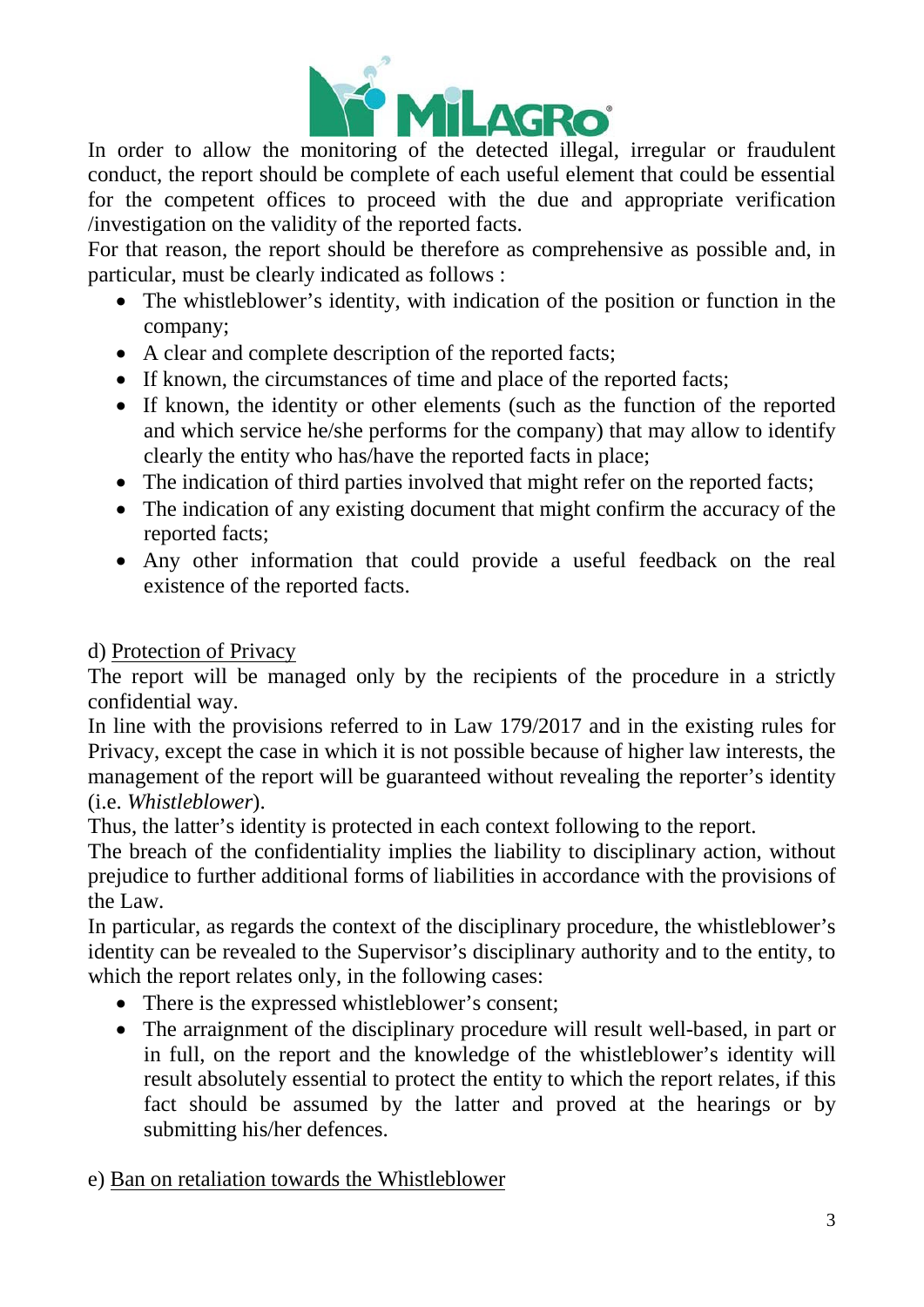In order to allow the monitoring of the detected illegal, irregular or fraudulent conduct, the report should be complete of each useful element that could be essential for the competent offices to proceed with the due and appropriate verification /investigation on the validity of the reported facts.

For that reason, the report should be therefore as comprehensive as possible and, in particular, must be clearly indicated as follows :

- The whistleblower's identity, with indication of the position or function in the company;
- A clear and complete description of the reported facts;
- If known, the circumstances of time and place of the reported facts;
- If known, the identity or other elements (such as the function of the reported and which service he/she performs for the company) that may allow to identify clearly the entity who has/have the reported facts in place;
- The indication of third parties involved that might refer on the reported facts;
- The indication of any existing document that might confirm the accuracy of the reported facts;
- Any other information that could provide a useful feedback on the real existence of the reported facts.

d) <u>Protection of Privacy</u>

The report will be managed only by the recipients of the procedure in a strictly confidential way.

In line with the provisions referred to in Law 179/2017 and in the existing rules for Privacy, except the case in which it is not possible because of higher law interests, the management of the report will be guaranteed without revealing the reporter's identity (i.e. *Whistleblower*).

Thus, the latter's identity is protected in each context following to the report.

The breach of the confidentiality implies the liability to disciplinary action, without prejudice to further additional forms of liabilities in accordance with the provisions of the Law.

In particular, as regards the context of the disciplinary procedure, the whistleblower's identity can be revealed to the Supervisor's disciplinary authority and to the entity, to which the report relates only, in the following cases:

- There is the expressed whistleblower's consent;
- The arraignment of the disciplinary procedure will result well-based, in part or in full, on the report and the knowledge of the whistleblower's identity will result absolutely essential to protect the entity to which the report relates, if this fact should be assumed by the latter and proved at the hearings or by submitting his/her defences.

e) <u>Ban on retaliation towards the Whistleblower</u>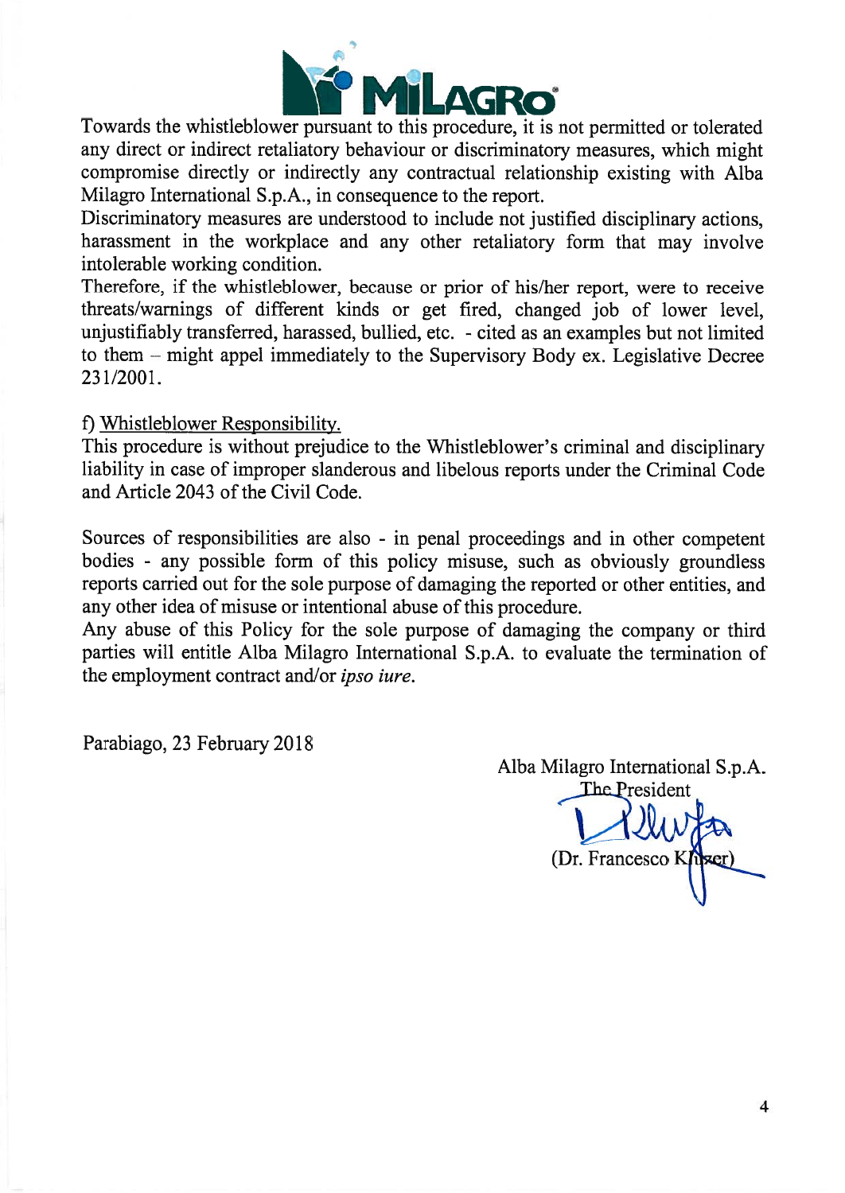Towards the whistleblower pursuant to this procedure, it is not permitted or tolerated any direct or indirect retaliatory behaviour or discriminatory measures, which might compromise directly or indirectly any contractual relationship existing with Alba Milagro International S.p.A., in consequence to the report.
Discriminatory measures are understood to include not justified disciplinary actions, harassment in the workplace and any other retaliatory form that may involve intolerable working condition.
Therefore, if the whistleblower, because or prior of his/her report, were to receive threats/warnings of different kinds or get fired, changed job of lower level, unjustifiably transferred, harassed, bullied, etc. - cited as an examples but not limited to them – might appel immediately to the Supervisory Body ex. Legislative Decree 231/2001.

f) Whistleblower Responsibility.
This procedure is without prejudice to the Whistleblower's criminal and disciplinary liability in case of improper slanderous and libelous reports under the Criminal Code and Article 2043 of the Civil Code.

Sources of responsibilities are also - in penal proceedings and in other competent bodies - any possible form of this policy misuse, such as obviously groundless reports carried out for the sole purpose of damaging the reported or other entities, and any other idea of misuse or intentional abuse of this procedure.
Any abuse of this Policy for the sole purpose of damaging the company or third parties will entitle Alba Milagro International S.p.A. to evaluate the termination of the employment contract and/or *ipso iure*.

Parabiago, 23 February 2018

Alba Milagro International S.p.A.
The President
(Dr. Francesco Kluzer)